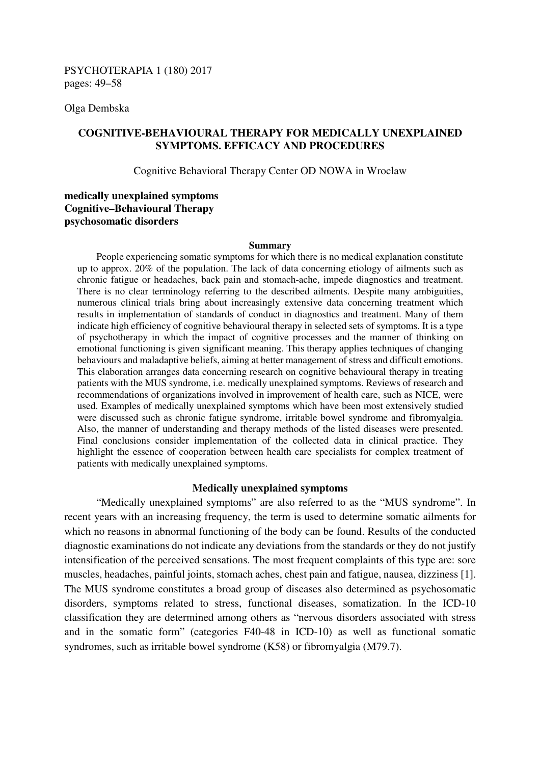Olga Dembska

# COGNITIVE-BEHAVIOURAL THERAPY FOR MEDICALLY UNEXPLAINED SYMPTOMS. EFFICACY AND PROCEDURES

Cognitive Behavioral Therapy Center OD NOWA in Wroclaw

**medically unexplained symptoms**
**Cognitive–Behavioural Therapy**
**psychosomatic disorders**

### Summary

People experiencing somatic symptoms for which there is no medical explanation constitute up to approx. 20% of the population. The lack of data concerning etiology of ailments such as chronic fatigue or headaches, back pain and stomach-ache, impede diagnostics and treatment. There is no clear terminology referring to the described ailments. Despite many ambiguities, numerous clinical trials bring about increasingly extensive data concerning treatment which results in implementation of standards of conduct in diagnostics and treatment. Many of them indicate high efficiency of cognitive behavioural therapy in selected sets of symptoms. It is a type of psychotherapy in which the impact of cognitive processes and the manner of thinking on emotional functioning is given significant meaning. This therapy applies techniques of changing behaviours and maladaptive beliefs, aiming at better management of stress and difficult emotions. This elaboration arranges data concerning research on cognitive behavioural therapy in treating patients with the MUS syndrome, i.e. medically unexplained symptoms. Reviews of research and recommendations of organizations involved in improvement of health care, such as NICE, were used. Examples of medically unexplained symptoms which have been most extensively studied were discussed such as chronic fatigue syndrome, irritable bowel syndrome and fibromyalgia. Also, the manner of understanding and therapy methods of the listed diseases were presented. Final conclusions consider implementation of the collected data in clinical practice. They highlight the essence of cooperation between health care specialists for complex treatment of patients with medically unexplained symptoms.

## Medically unexplained symptoms

"Medically unexplained symptoms" are also referred to as the "MUS syndrome". In recent years with an increasing frequency, the term is used to determine somatic ailments for which no reasons in abnormal functioning of the body can be found. Results of the conducted diagnostic examinations do not indicate any deviations from the standards or they do not justify intensification of the perceived sensations. The most frequent complaints of this type are: sore muscles, headaches, painful joints, stomach aches, chest pain and fatigue, nausea, dizziness [1]. The MUS syndrome constitutes a broad group of diseases also determined as psychosomatic disorders, symptoms related to stress, functional diseases, somatization. In the ICD-10 classification they are determined among others as "nervous disorders associated with stress and in the somatic form" (categories F40-48 in ICD-10) as well as functional somatic syndromes, such as irritable bowel syndrome (K58) or fibromyalgia (M79.7).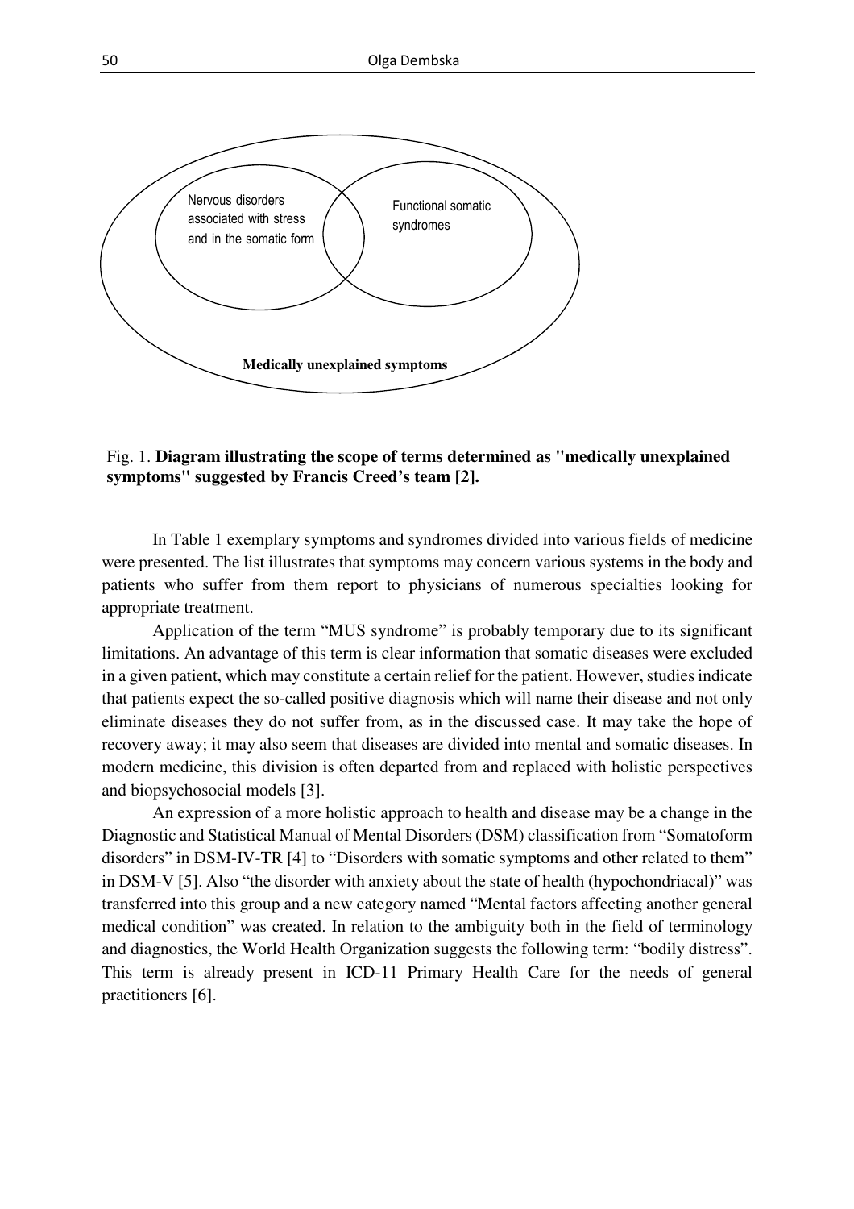Nervous disorders associated with stress and in the somatic form

Functional somatic syndromes

**Medically unexplained symptoms**

Fig. 1. **Diagram illustrating the scope of terms determined as "medically unexplained symptoms" suggested by Francis Creed's team [2].**

In Table 1 exemplary symptoms and syndromes divided into various fields of medicine were presented. The list illustrates that symptoms may concern various systems in the body and patients who suffer from them report to physicians of numerous specialties looking for appropriate treatment.

Application of the term "MUS syndrome" is probably temporary due to its significant limitations. An advantage of this term is clear information that somatic diseases were excluded in a given patient, which may constitute a certain relief for the patient. However, studies indicate that patients expect the so-called positive diagnosis which will name their disease and not only eliminate diseases they do not suffer from, as in the discussed case. It may take the hope of recovery away; it may also seem that diseases are divided into mental and somatic diseases. In modern medicine, this division is often departed from and replaced with holistic perspectives and biopsychosocial models [3].

An expression of a more holistic approach to health and disease may be a change in the Diagnostic and Statistical Manual of Mental Disorders (DSM) classification from "Somatoform disorders" in DSM-IV-TR [4] to "Disorders with somatic symptoms and other related to them" in DSM-V [5]. Also "the disorder with anxiety about the state of health (hypochondriacal)" was transferred into this group and a new category named "Mental factors affecting another general medical condition" was created. In relation to the ambiguity both in the field of terminology and diagnostics, the World Health Organization suggests the following term: "bodily distress". This term is already present in ICD-11 Primary Health Care for the needs of general practitioners [6].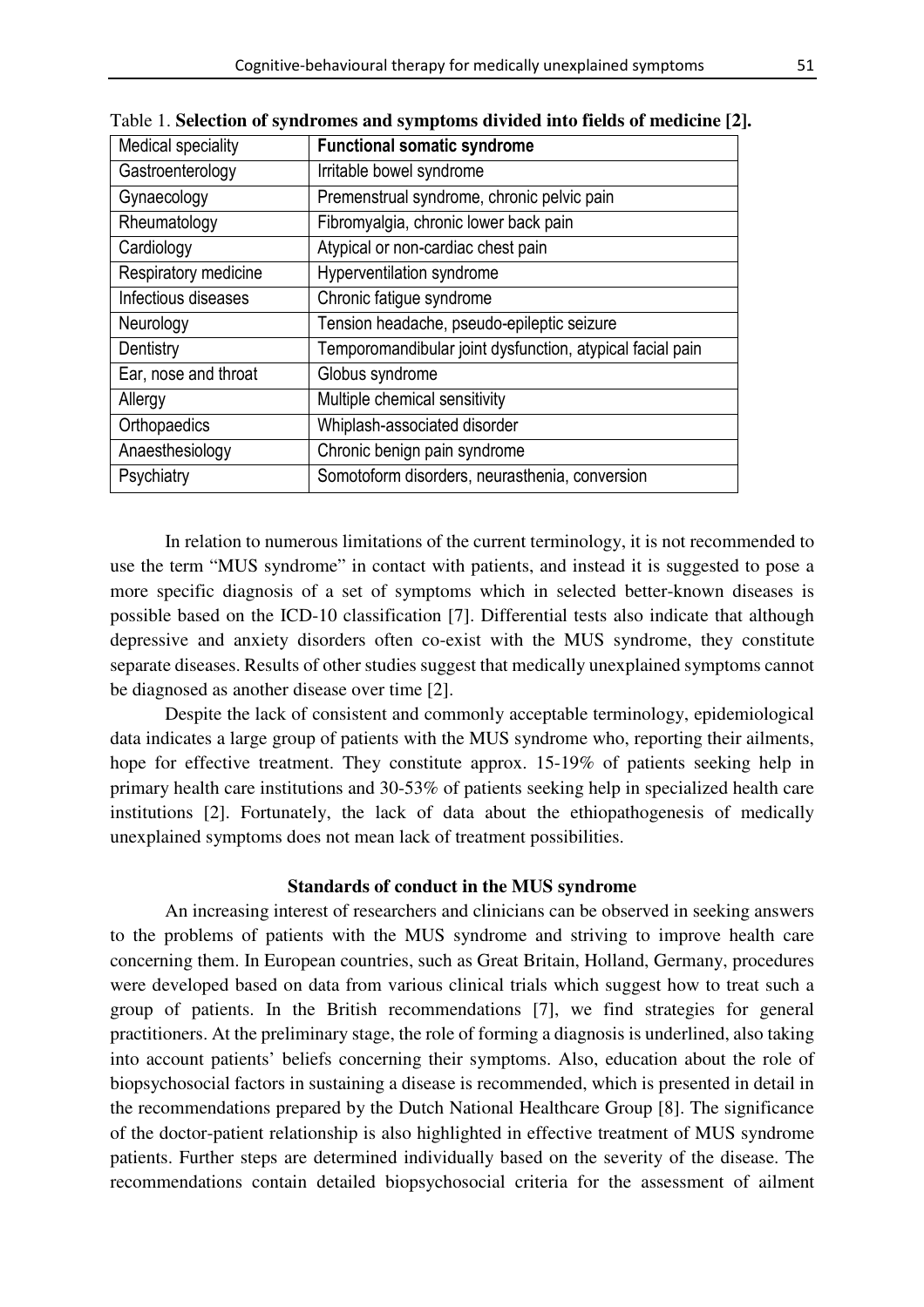Table 1. **Selection of syndromes and symptoms divided into fields of medicine [2].**

| Medical speciality | **Functional somatic syndrome** |
|---|---|
| Gastroenterology | Irritable bowel syndrome |
| Gynaecology | Premenstrual syndrome, chronic pelvic pain |
| Rheumatology | Fibromyalgia, chronic lower back pain |
| Cardiology | Atypical or non-cardiac chest pain |
| Respiratory medicine | Hyperventilation syndrome |
| Infectious diseases | Chronic fatigue syndrome |
| Neurology | Tension headache, pseudo-epileptic seizure |
| Dentistry | Temporomandibular joint dysfunction, atypical facial pain |
| Ear, nose and throat | Globus syndrome |
| Allergy | Multiple chemical sensitivity |
| Orthopaedics | Whiplash-associated disorder |
| Anaesthesiology | Chronic benign pain syndrome |
| Psychiatry | Somotoform disorders, neurasthenia, conversion |

In relation to numerous limitations of the current terminology, it is not recommended to use the term "MUS syndrome" in contact with patients, and instead it is suggested to pose a more specific diagnosis of a set of symptoms which in selected better-known diseases is possible based on the ICD-10 classification [7]. Differential tests also indicate that although depressive and anxiety disorders often co-exist with the MUS syndrome, they constitute separate diseases. Results of other studies suggest that medically unexplained symptoms cannot be diagnosed as another disease over time [2].

Despite the lack of consistent and commonly acceptable terminology, epidemiological data indicates a large group of patients with the MUS syndrome who, reporting their ailments, hope for effective treatment. They constitute approx. 15-19% of patients seeking help in primary health care institutions and 30-53% of patients seeking help in specialized health care institutions [2]. Fortunately, the lack of data about the ethiopathogenesis of medically unexplained symptoms does not mean lack of treatment possibilities.

## Standards of conduct in the MUS syndrome

An increasing interest of researchers and clinicians can be observed in seeking answers to the problems of patients with the MUS syndrome and striving to improve health care concerning them. In European countries, such as Great Britain, Holland, Germany, procedures were developed based on data from various clinical trials which suggest how to treat such a group of patients. In the British recommendations [7], we find strategies for general practitioners. At the preliminary stage, the role of forming a diagnosis is underlined, also taking into account patients' beliefs concerning their symptoms. Also, education about the role of biopsychosocial factors in sustaining a disease is recommended, which is presented in detail in the recommendations prepared by the Dutch National Healthcare Group [8]. The significance of the doctor-patient relationship is also highlighted in effective treatment of MUS syndrome patients. Further steps are determined individually based on the severity of the disease. The recommendations contain detailed biopsychosocial criteria for the assessment of ailment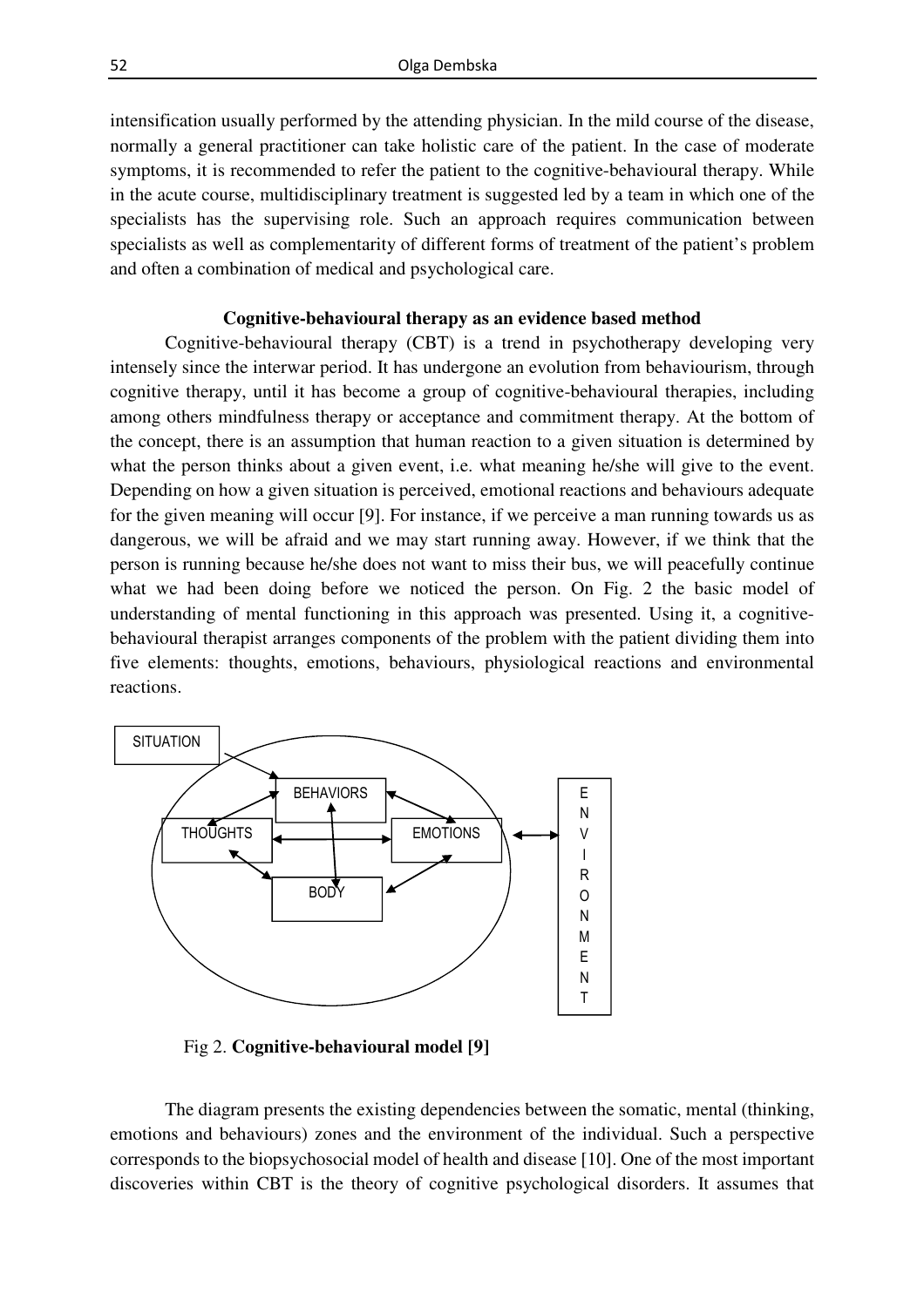intensification usually performed by the attending physician. In the mild course of the disease, normally a general practitioner can take holistic care of the patient. In the case of moderate symptoms, it is recommended to refer the patient to the cognitive-behavioural therapy. While in the acute course, multidisciplinary treatment is suggested led by a team in which one of the specialists has the supervising role. Such an approach requires communication between specialists as well as complementarity of different forms of treatment of the patient's problem and often a combination of medical and psychological care.

**Cognitive-behavioural therapy as an evidence based method**

Cognitive-behavioural therapy (CBT) is a trend in psychotherapy developing very intensely since the interwar period. It has undergone an evolution from behaviourism, through cognitive therapy, until it has become a group of cognitive-behavioural therapies, including among others mindfulness therapy or acceptance and commitment therapy. At the bottom of the concept, there is an assumption that human reaction to a given situation is determined by what the person thinks about a given event, i.e. what meaning he/she will give to the event. Depending on how a given situation is perceived, emotional reactions and behaviours adequate for the given meaning will occur [9]. For instance, if we perceive a man running towards us as dangerous, we will be afraid and we may start running away. However, if we think that the person is running because he/she does not want to miss their bus, we will peacefully continue what we had been doing before we noticed the person. On Fig. 2 the basic model of understanding of mental functioning in this approach was presented. Using it, a cognitive-behavioural therapist arranges components of the problem with the patient dividing them into five elements: thoughts, emotions, behaviours, physiological reactions and environmental reactions.

SITUATION

BEHAVIORS

THOUGHTS

EMOTIONS

BODY

ENVIRONMENT

Fig 2. **Cognitive-behavioural model [9]**

The diagram presents the existing dependencies between the somatic, mental (thinking, emotions and behaviours) zones and the environment of the individual. Such a perspective corresponds to the biopsychosocial model of health and disease [10]. One of the most important discoveries within CBT is the theory of cognitive psychological disorders. It assumes that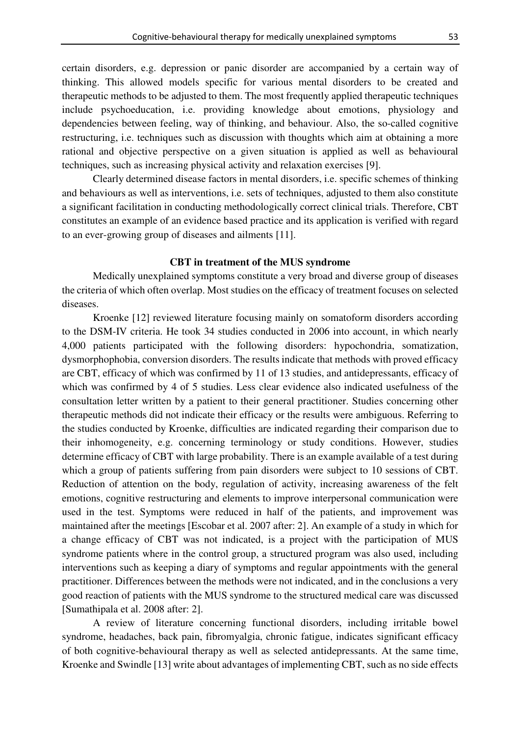certain disorders, e.g. depression or panic disorder are accompanied by a certain way of thinking. This allowed models specific for various mental disorders to be created and therapeutic methods to be adjusted to them. The most frequently applied therapeutic techniques include psychoeducation, i.e. providing knowledge about emotions, physiology and dependencies between feeling, way of thinking, and behaviour. Also, the so-called cognitive restructuring, i.e. techniques such as discussion with thoughts which aim at obtaining a more rational and objective perspective on a given situation is applied as well as behavioural techniques, such as increasing physical activity and relaxation exercises [9].

Clearly determined disease factors in mental disorders, i.e. specific schemes of thinking and behaviours as well as interventions, i.e. sets of techniques, adjusted to them also constitute a significant facilitation in conducting methodologically correct clinical trials. Therefore, CBT constitutes an example of an evidence based practice and its application is verified with regard to an ever-growing group of diseases and ailments [11].

## CBT in treatment of the MUS syndrome

Medically unexplained symptoms constitute a very broad and diverse group of diseases the criteria of which often overlap. Most studies on the efficacy of treatment focuses on selected diseases.

Kroenke [12] reviewed literature focusing mainly on somatoform disorders according to the DSM-IV criteria. He took 34 studies conducted in 2006 into account, in which nearly 4,000 patients participated with the following disorders: hypochondria, somatization, dysmorphophobia, conversion disorders. The results indicate that methods with proved efficacy are CBT, efficacy of which was confirmed by 11 of 13 studies, and antidepressants, efficacy of which was confirmed by 4 of 5 studies. Less clear evidence also indicated usefulness of the consultation letter written by a patient to their general practitioner. Studies concerning other therapeutic methods did not indicate their efficacy or the results were ambiguous. Referring to the studies conducted by Kroenke, difficulties are indicated regarding their comparison due to their inhomogeneity, e.g. concerning terminology or study conditions. However, studies determine efficacy of CBT with large probability. There is an example available of a test during which a group of patients suffering from pain disorders were subject to 10 sessions of CBT. Reduction of attention on the body, regulation of activity, increasing awareness of the felt emotions, cognitive restructuring and elements to improve interpersonal communication were used in the test. Symptoms were reduced in half of the patients, and improvement was maintained after the meetings [Escobar et al. 2007 after: 2]. An example of a study in which for a change efficacy of CBT was not indicated, is a project with the participation of MUS syndrome patients where in the control group, a structured program was also used, including interventions such as keeping a diary of symptoms and regular appointments with the general practitioner. Differences between the methods were not indicated, and in the conclusions a very good reaction of patients with the MUS syndrome to the structured medical care was discussed [Sumathipala et al. 2008 after: 2].

A review of literature concerning functional disorders, including irritable bowel syndrome, headaches, back pain, fibromyalgia, chronic fatigue, indicates significant efficacy of both cognitive-behavioural therapy as well as selected antidepressants. At the same time, Kroenke and Swindle [13] write about advantages of implementing CBT, such as no side effects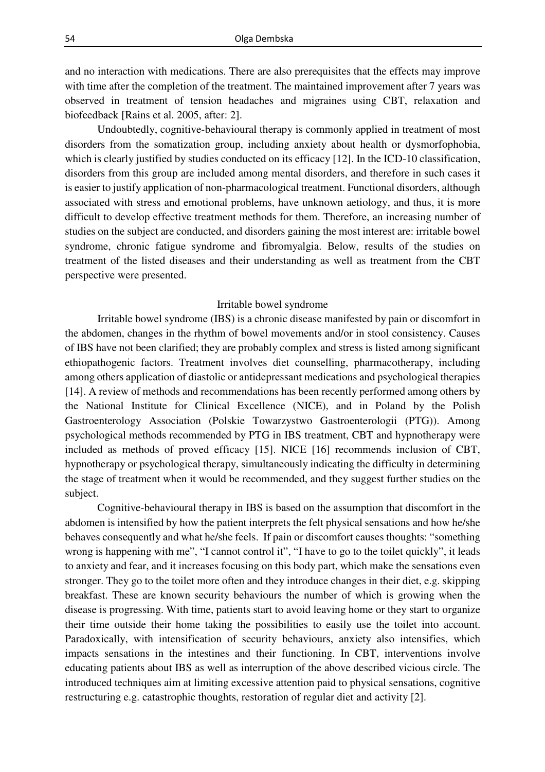and no interaction with medications. There are also prerequisites that the effects may improve with time after the completion of the treatment. The maintained improvement after 7 years was observed in treatment of tension headaches and migraines using CBT, relaxation and biofeedback [Rains et al. 2005, after: 2].

Undoubtedly, cognitive-behavioural therapy is commonly applied in treatment of most disorders from the somatization group, including anxiety about health or dysmorfophobia, which is clearly justified by studies conducted on its efficacy [12]. In the ICD-10 classification, disorders from this group are included among mental disorders, and therefore in such cases it is easier to justify application of non-pharmacological treatment. Functional disorders, although associated with stress and emotional problems, have unknown aetiology, and thus, it is more difficult to develop effective treatment methods for them. Therefore, an increasing number of studies on the subject are conducted, and disorders gaining the most interest are: irritable bowel syndrome, chronic fatigue syndrome and fibromyalgia. Below, results of the studies on treatment of the listed diseases and their understanding as well as treatment from the CBT perspective were presented.

## Irritable bowel syndrome

Irritable bowel syndrome (IBS) is a chronic disease manifested by pain or discomfort in the abdomen, changes in the rhythm of bowel movements and/or in stool consistency. Causes of IBS have not been clarified; they are probably complex and stress is listed among significant ethiopathogenic factors. Treatment involves diet counselling, pharmacotherapy, including among others application of diastolic or antidepressant medications and psychological therapies [14]. A review of methods and recommendations has been recently performed among others by the National Institute for Clinical Excellence (NICE), and in Poland by the Polish Gastroenterology Association (Polskie Towarzystwo Gastroenterologii (PTG)). Among psychological methods recommended by PTG in IBS treatment, CBT and hypnotherapy were included as methods of proved efficacy [15]. NICE [16] recommends inclusion of CBT, hypnotherapy or psychological therapy, simultaneously indicating the difficulty in determining the stage of treatment when it would be recommended, and they suggest further studies on the subject.

Cognitive-behavioural therapy in IBS is based on the assumption that discomfort in the abdomen is intensified by how the patient interprets the felt physical sensations and how he/she behaves consequently and what he/she feels. If pain or discomfort causes thoughts: "something wrong is happening with me", "I cannot control it", "I have to go to the toilet quickly", it leads to anxiety and fear, and it increases focusing on this body part, which make the sensations even stronger. They go to the toilet more often and they introduce changes in their diet, e.g. skipping breakfast. These are known security behaviours the number of which is growing when the disease is progressing. With time, patients start to avoid leaving home or they start to organize their time outside their home taking the possibilities to easily use the toilet into account. Paradoxically, with intensification of security behaviours, anxiety also intensifies, which impacts sensations in the intestines and their functioning. In CBT, interventions involve educating patients about IBS as well as interruption of the above described vicious circle. The introduced techniques aim at limiting excessive attention paid to physical sensations, cognitive restructuring e.g. catastrophic thoughts, restoration of regular diet and activity [2].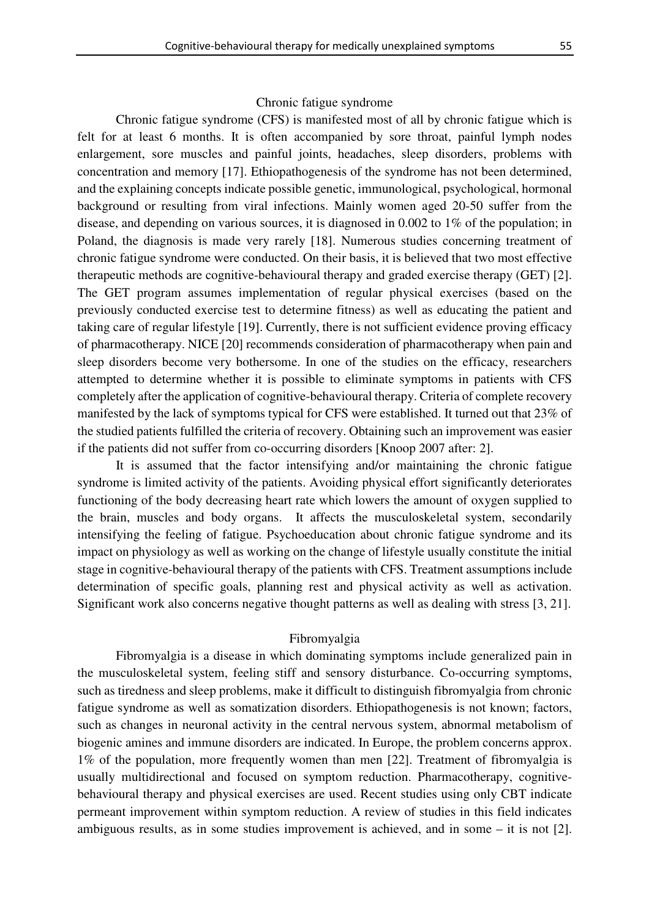## Chronic fatigue syndrome

Chronic fatigue syndrome (CFS) is manifested most of all by chronic fatigue which is felt for at least 6 months. It is often accompanied by sore throat, painful lymph nodes enlargement, sore muscles and painful joints, headaches, sleep disorders, problems with concentration and memory [17]. Ethiopathogenesis of the syndrome has not been determined, and the explaining concepts indicate possible genetic, immunological, psychological, hormonal background or resulting from viral infections. Mainly women aged 20-50 suffer from the disease, and depending on various sources, it is diagnosed in 0.002 to 1% of the population; in Poland, the diagnosis is made very rarely [18]. Numerous studies concerning treatment of chronic fatigue syndrome were conducted. On their basis, it is believed that two most effective therapeutic methods are cognitive-behavioural therapy and graded exercise therapy (GET) [2]. The GET program assumes implementation of regular physical exercises (based on the previously conducted exercise test to determine fitness) as well as educating the patient and taking care of regular lifestyle [19]. Currently, there is not sufficient evidence proving efficacy of pharmacotherapy. NICE [20] recommends consideration of pharmacotherapy when pain and sleep disorders become very bothersome. In one of the studies on the efficacy, researchers attempted to determine whether it is possible to eliminate symptoms in patients with CFS completely after the application of cognitive-behavioural therapy. Criteria of complete recovery manifested by the lack of symptoms typical for CFS were established. It turned out that 23% of the studied patients fulfilled the criteria of recovery. Obtaining such an improvement was easier if the patients did not suffer from co-occurring disorders [Knoop 2007 after: 2].

It is assumed that the factor intensifying and/or maintaining the chronic fatigue syndrome is limited activity of the patients. Avoiding physical effort significantly deteriorates functioning of the body decreasing heart rate which lowers the amount of oxygen supplied to the brain, muscles and body organs. It affects the musculoskeletal system, secondarily intensifying the feeling of fatigue. Psychoeducation about chronic fatigue syndrome and its impact on physiology as well as working on the change of lifestyle usually constitute the initial stage in cognitive-behavioural therapy of the patients with CFS. Treatment assumptions include determination of specific goals, planning rest and physical activity as well as activation. Significant work also concerns negative thought patterns as well as dealing with stress [3, 21].

## Fibromyalgia

Fibromyalgia is a disease in which dominating symptoms include generalized pain in the musculoskeletal system, feeling stiff and sensory disturbance. Co-occurring symptoms, such as tiredness and sleep problems, make it difficult to distinguish fibromyalgia from chronic fatigue syndrome as well as somatization disorders. Ethiopathogenesis is not known; factors, such as changes in neuronal activity in the central nervous system, abnormal metabolism of biogenic amines and immune disorders are indicated. In Europe, the problem concerns approx. 1% of the population, more frequently women than men [22]. Treatment of fibromyalgia is usually multidirectional and focused on symptom reduction. Pharmacotherapy, cognitive-behavioural therapy and physical exercises are used. Recent studies using only CBT indicate permeant improvement within symptom reduction. A review of studies in this field indicates ambiguous results, as in some studies improvement is achieved, and in some – it is not [2].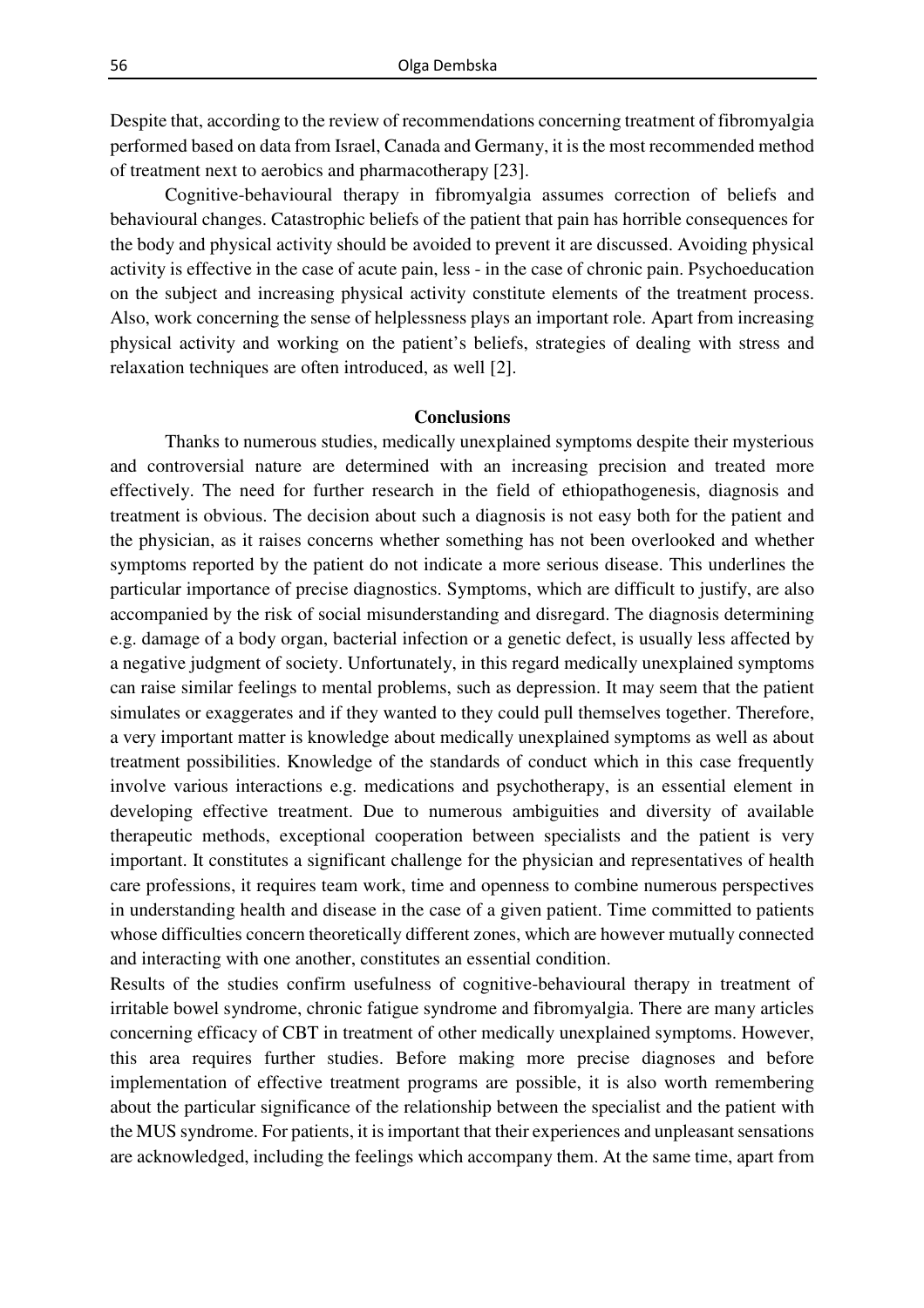Despite that, according to the review of recommendations concerning treatment of fibromyalgia performed based on data from Israel, Canada and Germany, it is the most recommended method of treatment next to aerobics and pharmacotherapy [23].

Cognitive-behavioural therapy in fibromyalgia assumes correction of beliefs and behavioural changes. Catastrophic beliefs of the patient that pain has horrible consequences for the body and physical activity should be avoided to prevent it are discussed. Avoiding physical activity is effective in the case of acute pain, less - in the case of chronic pain. Psychoeducation on the subject and increasing physical activity constitute elements of the treatment process. Also, work concerning the sense of helplessness plays an important role. Apart from increasing physical activity and working on the patient's beliefs, strategies of dealing with stress and relaxation techniques are often introduced, as well [2].

## Conclusions

Thanks to numerous studies, medically unexplained symptoms despite their mysterious and controversial nature are determined with an increasing precision and treated more effectively. The need for further research in the field of ethiopathogenesis, diagnosis and treatment is obvious. The decision about such a diagnosis is not easy both for the patient and the physician, as it raises concerns whether something has not been overlooked and whether symptoms reported by the patient do not indicate a more serious disease. This underlines the particular importance of precise diagnostics. Symptoms, which are difficult to justify, are also accompanied by the risk of social misunderstanding and disregard. The diagnosis determining e.g. damage of a body organ, bacterial infection or a genetic defect, is usually less affected by a negative judgment of society. Unfortunately, in this regard medically unexplained symptoms can raise similar feelings to mental problems, such as depression. It may seem that the patient simulates or exaggerates and if they wanted to they could pull themselves together. Therefore, a very important matter is knowledge about medically unexplained symptoms as well as about treatment possibilities. Knowledge of the standards of conduct which in this case frequently involve various interactions e.g. medications and psychotherapy, is an essential element in developing effective treatment. Due to numerous ambiguities and diversity of available therapeutic methods, exceptional cooperation between specialists and the patient is very important. It constitutes a significant challenge for the physician and representatives of health care professions, it requires team work, time and openness to combine numerous perspectives in understanding health and disease in the case of a given patient. Time committed to patients whose difficulties concern theoretically different zones, which are however mutually connected and interacting with one another, constitutes an essential condition.

Results of the studies confirm usefulness of cognitive-behavioural therapy in treatment of irritable bowel syndrome, chronic fatigue syndrome and fibromyalgia. There are many articles concerning efficacy of CBT in treatment of other medically unexplained symptoms. However, this area requires further studies. Before making more precise diagnoses and before implementation of effective treatment programs are possible, it is also worth remembering about the particular significance of the relationship between the specialist and the patient with the MUS syndrome. For patients, it is important that their experiences and unpleasant sensations are acknowledged, including the feelings which accompany them. At the same time, apart from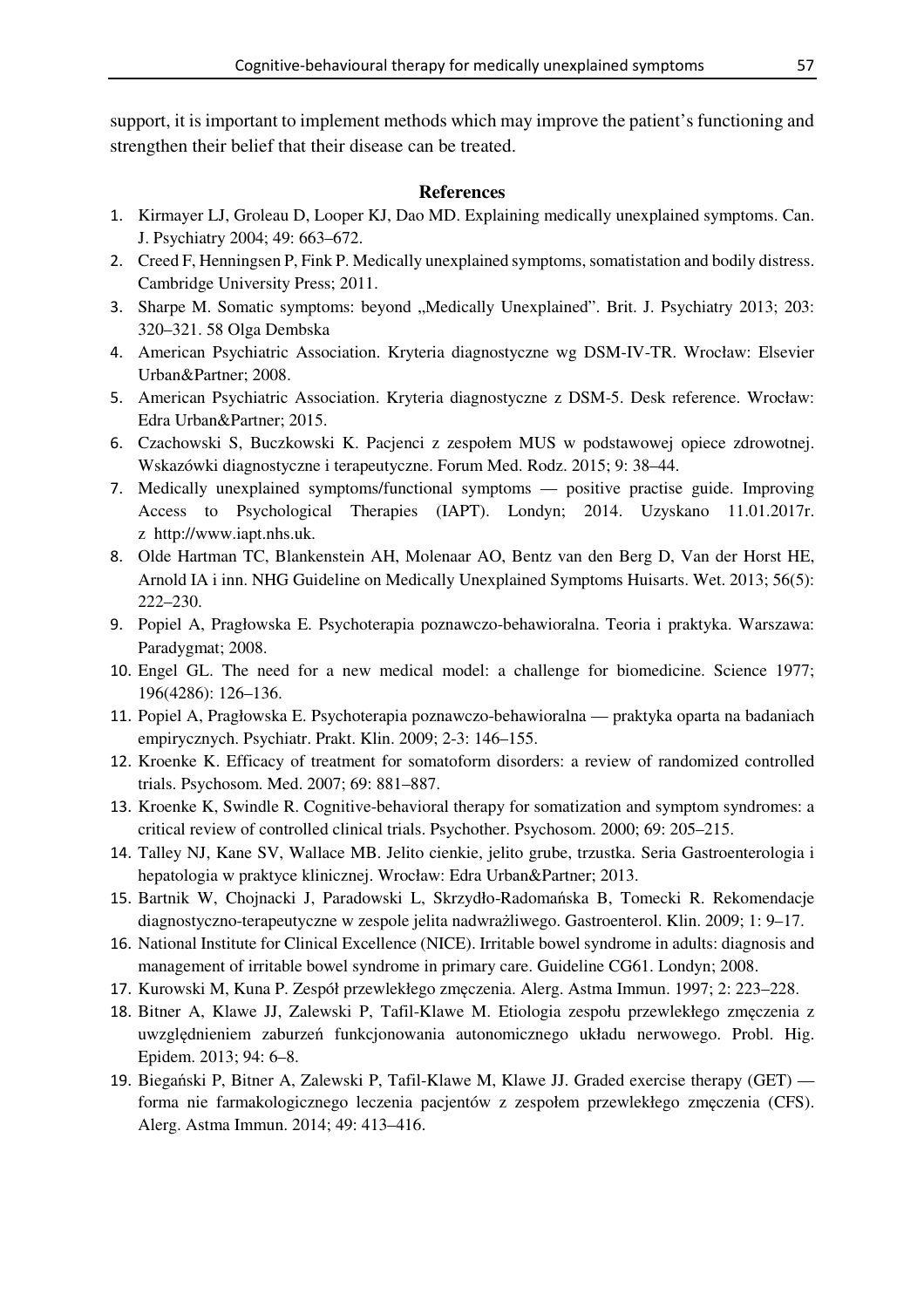support, it is important to implement methods which may improve the patient's functioning and strengthen their belief that their disease can be treated.

## References

1. Kirmayer LJ, Groleau D, Looper KJ, Dao MD. Explaining medically unexplained symptoms. Can. J. Psychiatry 2004; 49: 663–672.
2. Creed F, Henningsen P, Fink P. Medically unexplained symptoms, somatistation and bodily distress. Cambridge University Press; 2011.
3. Sharpe M. Somatic symptoms: beyond „Medically Unexplained". Brit. J. Psychiatry 2013; 203: 320–321. 58 Olga Dembska
4. American Psychiatric Association. Kryteria diagnostyczne wg DSM-IV-TR. Wrocław: Elsevier Urban&Partner; 2008.
5. American Psychiatric Association. Kryteria diagnostyczne z DSM-5. Desk reference. Wrocław: Edra Urban&Partner; 2015.
6. Czachowski S, Buczkowski K. Pacjenci z zespołem MUS w podstawowej opiece zdrowotnej. Wskazówki diagnostyczne i terapeutyczne. Forum Med. Rodz. 2015; 9: 38–44.
7. Medically unexplained symptoms/functional symptoms — positive practise guide. Improving Access to Psychological Therapies (IAPT). Londyn; 2014. Uzyskano 11.01.2017r. z http://www.iapt.nhs.uk.
8. Olde Hartman TC, Blankenstein AH, Molenaar AO, Bentz van den Berg D, Van der Horst HE, Arnold IA i inn. NHG Guideline on Medically Unexplained Symptoms Huisarts. Wet. 2013; 56(5): 222–230.
9. Popiel A, Pragłowska E. Psychoterapia poznawczo-behawioralna. Teoria i praktyka. Warszawa: Paradygmat; 2008.
10. Engel GL. The need for a new medical model: a challenge for biomedicine. Science 1977; 196(4286): 126–136.
11. Popiel A, Pragłowska E. Psychoterapia poznawczo-behawioralna — praktyka oparta na badaniach empirycznych. Psychiatr. Prakt. Klin. 2009; 2-3: 146–155.
12. Kroenke K. Efficacy of treatment for somatoform disorders: a review of randomized controlled trials. Psychosom. Med. 2007; 69: 881–887.
13. Kroenke K, Swindle R. Cognitive-behavioral therapy for somatization and symptom syndromes: a critical review of controlled clinical trials. Psychother. Psychosom. 2000; 69: 205–215.
14. Talley NJ, Kane SV, Wallace MB. Jelito cienkie, jelito grube, trzustka. Seria Gastroenterologia i hepatologia w praktyce klinicznej. Wrocław: Edra Urban&Partner; 2013.
15. Bartnik W, Chojnacki J, Paradowski L, Skrzydło-Radomańska B, Tomecki R. Rekomendacje diagnostyczno-terapeutyczne w zespole jelita nadwrażliwego. Gastroenterol. Klin. 2009; 1: 9–17.
16. National Institute for Clinical Excellence (NICE). Irritable bowel syndrome in adults: diagnosis and management of irritable bowel syndrome in primary care. Guideline CG61. Londyn; 2008.
17. Kurowski M, Kuna P. Zespół przewlekłego zmęczenia. Alerg. Astma Immun. 1997; 2: 223–228.
18. Bitner A, Klawe JJ, Zalewski P, Tafil-Klawe M. Etiologia zespołu przewlekłego zmęczenia z uwzględnieniem zaburzeń funkcjonowania autonomicznego układu nerwowego. Probl. Hig. Epidem. 2013; 94: 6–8.
19. Biegański P, Bitner A, Zalewski P, Tafil-Klawe M, Klawe JJ. Graded exercise therapy (GET) — forma nie farmakologicznego leczenia pacjentów z zespołem przewlekłego zmęczenia (CFS). Alerg. Astma Immun. 2014; 49: 413–416.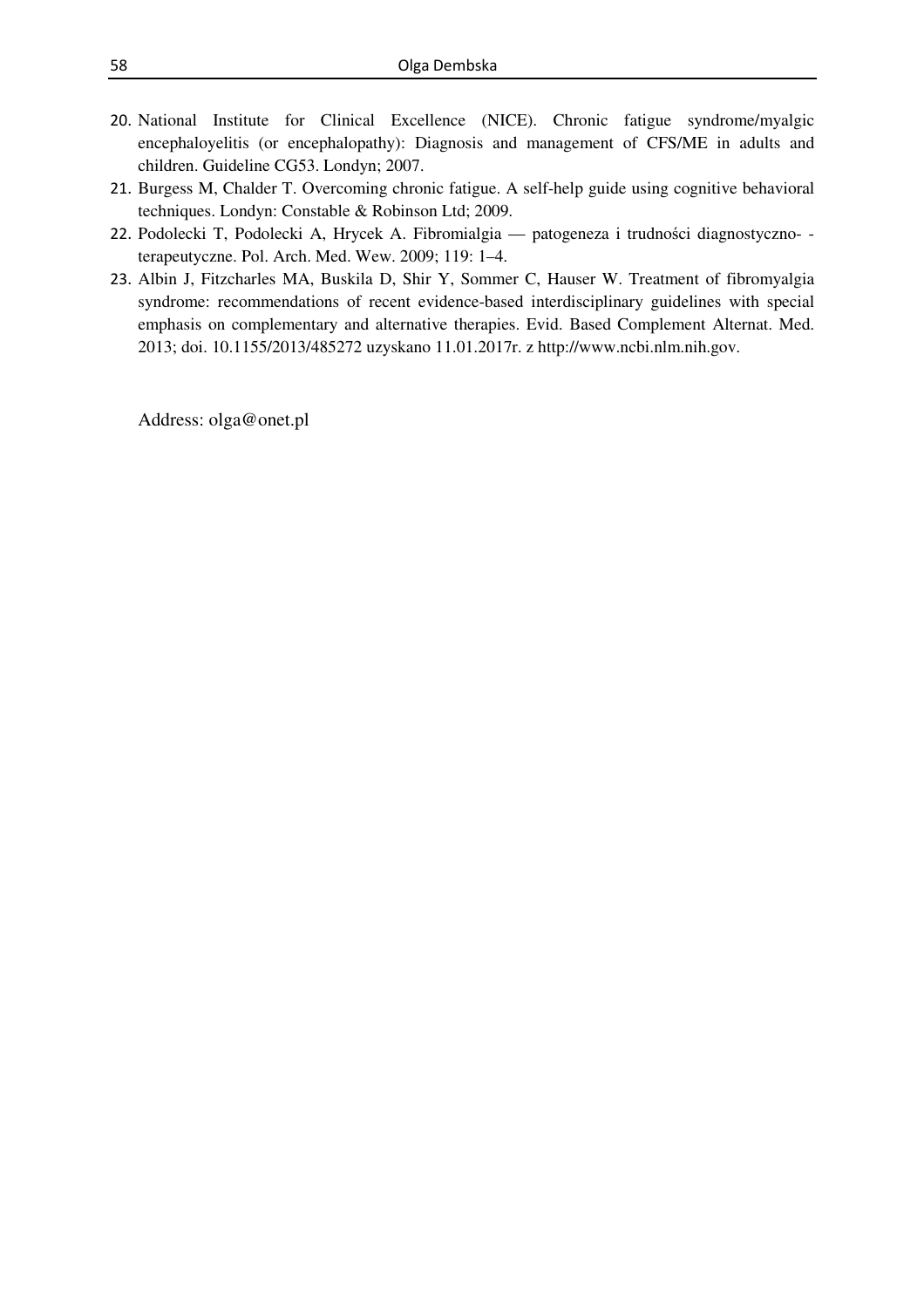20. National Institute for Clinical Excellence (NICE). Chronic fatigue syndrome/myalgic encephaloyelitis (or encephalopathy): Diagnosis and management of CFS/ME in adults and children. Guideline CG53. Londyn; 2007.
21. Burgess M, Chalder T. Overcoming chronic fatigue. A self-help guide using cognitive behavioral techniques. Londyn: Constable & Robinson Ltd; 2009.
22. Podolecki T, Podolecki A, Hrycek A. Fibromialgia — patogeneza i trudności diagnostyczno- -terapeutyczne. Pol. Arch. Med. Wew. 2009; 119: 1–4.
23. Albin J, Fitzcharles MA, Buskila D, Shir Y, Sommer C, Hauser W. Treatment of fibromyalgia syndrome: recommendations of recent evidence-based interdisciplinary guidelines with special emphasis on complementary and alternative therapies. Evid. Based Complement Alternat. Med. 2013; doi. 10.1155/2013/485272 uzyskano 11.01.2017r. z http://www.ncbi.nlm.nih.gov.

Address: olga@onet.pl